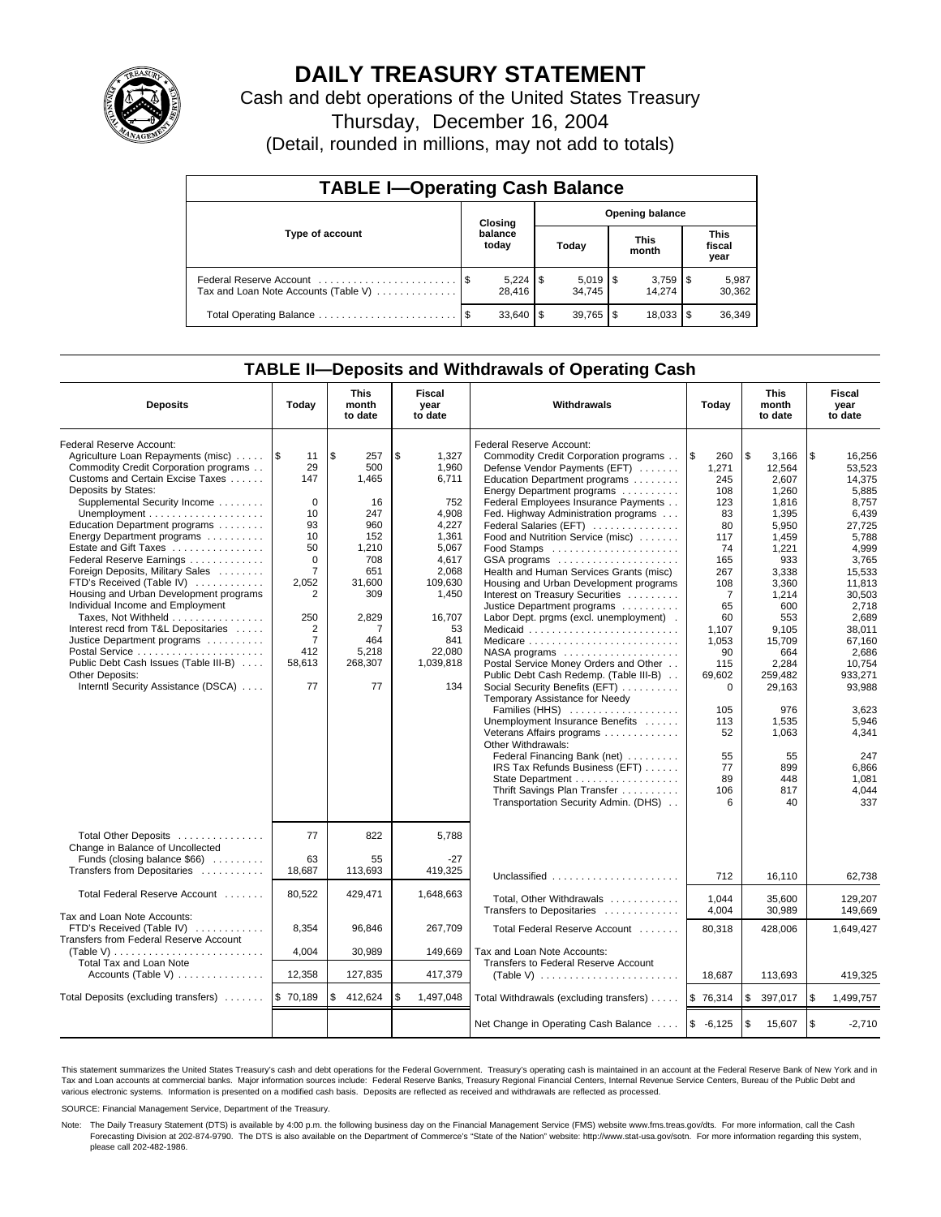# DAILY TREASURY STATEMENT

Cash and debt operations of the United States Treasury

Thursday, December 16, 2004

(Detail, rounded in millions, may not add to totals)

## TABLE I—Operating Cash Balance

| Type of account | Closing balance today | Opening balance Today | Opening balance This month | Opening balance This fiscal year |
|---|---|---|---|---|
| Federal Reserve Account | $ 5,224 | $ 5,019 | $ 3,759 | $ 5,987 |
| Tax and Loan Note Accounts (Table V) | 28,416 | 34,745 | 14,274 | 30,362 |
| Total Operating Balance | $ 33,640 | $ 39,765 | $ 18,033 | $ 36,349 |

## TABLE II—Deposits and Withdrawals of Operating Cash

| Deposits | Today | This month to date | Fiscal year to date |
|---|---|---|---|
| Federal Reserve Account: | | | |
| Agriculture Loan Repayments (misc) | $ 11 | $ 257 | $ 1,327 |
| Commodity Credit Corporation programs | 29 | 500 | 1,960 |
| Customs and Certain Excise Taxes | 147 | 1,465 | 6,711 |
| Deposits by States: | | | |
| Supplemental Security Income | 0 | 16 | 752 |
| Unemployment | 10 | 247 | 4,908 |
| Education Department programs | 93 | 960 | 4,227 |
| Energy Department programs | 10 | 152 | 1,361 |
| Estate and Gift Taxes | 50 | 1,210 | 5,067 |
| Federal Reserve Earnings | 0 | 708 | 4,617 |
| Foreign Deposits, Military Sales | 7 | 651 | 2,068 |
| FTD's Received (Table IV) | 2,052 | 31,600 | 109,630 |
| Housing and Urban Development programs | 2 | 309 | 1,450 |
| Individual Income and Employment Taxes, Not Withheld | 250 | 2,829 | 16,707 |
| Interest recd from T&L Depositaries | 2 | 7 | 53 |
| Justice Department programs | 7 | 464 | 841 |
| Postal Service | 412 | 5,218 | 22,080 |
| Public Debt Cash Issues (Table III-B) | 58,613 | 268,307 | 1,039,818 |
| Other Deposits: | | | |
| Interntl Security Assistance (DSCA) | 77 | 77 | 134 |
| Total Other Deposits | 77 | 822 | 5,788 |
| Change in Balance of Uncollected Funds (closing balance $66) | 63 | 55 | -27 |
| Transfers from Depositaries | 18,687 | 113,693 | 419,325 |
| Total Federal Reserve Account | 80,522 | 429,471 | 1,648,663 |
| Tax and Loan Note Accounts: | | | |
| FTD's Received (Table IV) | 8,354 | 96,846 | 267,709 |
| Transfers from Federal Reserve Account (Table V) | 4,004 | 30,989 | 149,669 |
| Total Tax and Loan Note Accounts (Table V) | 12,358 | 127,835 | 417,379 |
| Total Deposits (excluding transfers) | $ 70,189 | $ 412,624 | $ 1,497,048 |

| Withdrawals | Today | This month to date | Fiscal year to date |
|---|---|---|---|
| Federal Reserve Account: | | | |
| Commodity Credit Corporation programs | $ 260 | $ 3,166 | $ 16,256 |
| Defense Vendor Payments (EFT) | 1,271 | 12,564 | 53,523 |
| Education Department programs | 245 | 2,607 | 14,375 |
| Energy Department programs | 108 | 1,260 | 5,885 |
| Federal Employees Insurance Payments | 123 | 1,816 | 8,757 |
| Fed. Highway Administration programs | 83 | 1,395 | 6,439 |
| Federal Salaries (EFT) | 80 | 5,950 | 27,725 |
| Food and Nutrition Service (misc) | 117 | 1,459 | 5,788 |
| Food Stamps | 74 | 1,221 | 4,999 |
| GSA programs | 165 | 933 | 3,765 |
| Health and Human Services Grants (misc) | 267 | 3,338 | 15,533 |
| Housing and Urban Development programs | 108 | 3,360 | 11,813 |
| Interest on Treasury Securities | 7 | 1,214 | 30,503 |
| Justice Department programs | 65 | 600 | 2,718 |
| Labor Dept. prgms (excl. unemployment) | 60 | 553 | 2,689 |
| Medicaid | 1,107 | 9,105 | 38,011 |
| Medicare | 1,053 | 15,709 | 67,160 |
| NASA programs | 90 | 664 | 2,686 |
| Postal Service Money Orders and Other | 115 | 2,284 | 10,754 |
| Public Debt Cash Redemp. (Table III-B) | 69,602 | 259,482 | 933,271 |
| Social Security Benefits (EFT) | 0 | 29,163 | 93,988 |
| Temporary Assistance for Needy Families (HHS) | 105 | 976 | 3,623 |
| Unemployment Insurance Benefits | 113 | 1,535 | 5,946 |
| Veterans Affairs programs | 52 | 1,063 | 4,341 |
| Other Withdrawals: | | | |
| Federal Financing Bank (net) | 55 | 55 | 247 |
| IRS Tax Refunds Business (EFT) | 77 | 899 | 6,866 |
| State Department | 89 | 448 | 1,081 |
| Thrift Savings Plan Transfer | 106 | 817 | 4,044 |
| Transportation Security Admin. (DHS) | 6 | 40 | 337 |
| Unclassified | 712 | 16,110 | 62,738 |
| Total, Other Withdrawals | 1,044 | 35,600 | 129,207 |
| Transfers to Depositaries | 4,004 | 30,989 | 149,669 |
| Total Federal Reserve Account | 80,318 | 428,006 | 1,649,427 |
| Tax and Loan Note Accounts: | | | |
| Transfers to Federal Reserve Account (Table V) | 18,687 | 113,693 | 419,325 |
| Total Withdrawals (excluding transfers) | $ 76,314 | $ 397,017 | $ 1,499,757 |
| Net Change in Operating Cash Balance | $ -6,125 | $ 15,607 | $ -2,710 |

This statement summarizes the United States Treasury's cash and debt operations for the Federal Government. Treasury's operating cash is maintained in an account at the Federal Reserve Bank of New York and in Tax and Loan accounts at commercial banks. Major information sources include: Federal Reserve Banks, Treasury Regional Financial Centers, Internal Revenue Service Centers, Bureau of the Public Debt and various electronic systems. Information is presented on a modified cash basis. Deposits are reflected as received and withdrawals are reflected as processed.

SOURCE: Financial Management Service, Department of the Treasury.

Note: The Daily Treasury Statement (DTS) is available by 4:00 p.m. the following business day on the Financial Management Service (FMS) website www.fms.treas.gov/dts. For more information, call the Cash Forecasting Division at 202-874-9790. The DTS is also available on the Department of Commerce's "State of the Nation" website: http://www.stat-usa.gov/sotn. For more information regarding this system, please call 202-482-1986.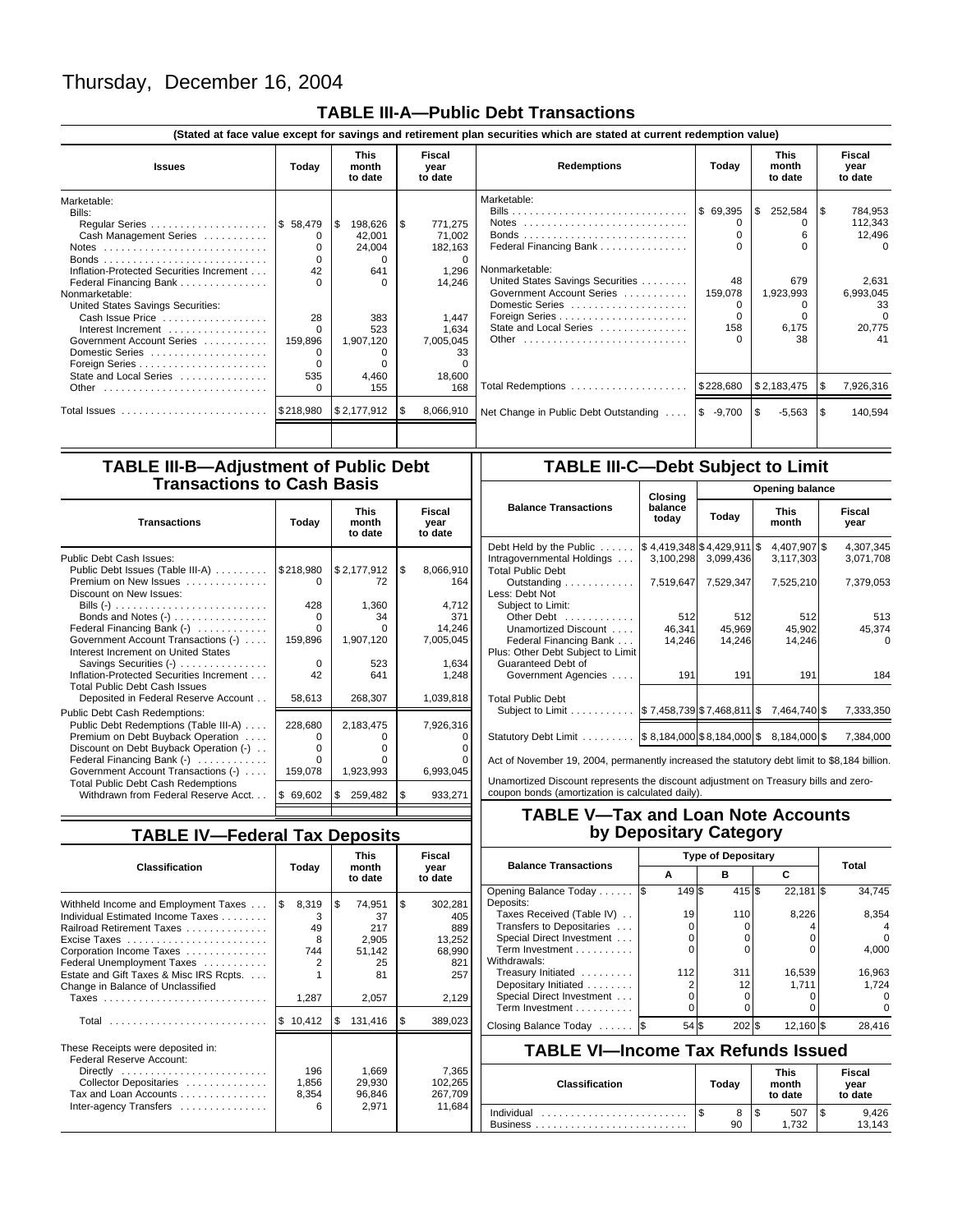Thursday, December 16, 2004

## TABLE III-A—Public Debt Transactions

(Stated at face value except for savings and retirement plan securities which are stated at current redemption value)

| Issues | Today | This month to date | Fiscal year to date | Redemptions | Today | This month to date | Fiscal year to date |
|---|---|---|---|---|---|---|---|
| Marketable: | | | | Marketable: | | | |
| Bills: | | | | Bills | $ 69,395 | $ 252,584 | $ 784,953 |
| Regular Series | $ 58,479 | $ 198,626 | $ 771,275 | Notes | 0 | 0 | 112,343 |
| Cash Management Series | 0 | 42,001 | 71,002 | Bonds | 0 | 6 | 12,496 |
| Notes | 0 | 24,004 | 182,163 | Federal Financing Bank | 0 | 0 | 0 |
| Bonds | 0 | 0 | 0 | | | | |
| Inflation-Protected Securities Increment | 42 | 641 | 1,296 | Nonmarketable: | | | |
| Federal Financing Bank | 0 | 0 | 14,246 | United States Savings Securities | 48 | 679 | 2,631 |
| Nonmarketable: | | | | Government Account Series | 159,078 | 1,923,993 | 6,993,045 |
| United States Savings Securities: | | | | Domestic Series | 0 | 0 | 33 |
| Cash Issue Price | 28 | 383 | 1,447 | Foreign Series | 0 | 0 | 0 |
| Interest Increment | 0 | 523 | 1,634 | State and Local Series | 158 | 6,175 | 20,775 |
| Government Account Series | 159,896 | 1,907,120 | 7,005,045 | Other | 0 | 38 | 41 |
| Domestic Series | 0 | 0 | 33 | | | | |
| Foreign Series | 0 | 0 | 0 | | | | |
| State and Local Series | 535 | 4,460 | 18,600 | | | | |
| Other | 0 | 155 | 168 | Total Redemptions | $228,680 | $2,183,475 | $ 7,926,316 |
| Total Issues | $218,980 | $2,177,912 | $ 8,066,910 | Net Change in Public Debt Outstanding | $ -9,700 | $ -5,563 | $ 140,594 |

## TABLE III-B—Adjustment of Public Debt Transactions to Cash Basis

| Transactions | Today | This month to date | Fiscal year to date |
|---|---|---|---|
| Public Debt Cash Issues: | | | |
| Public Debt Issues (Table III-A) | $218,980 | $2,177,912 | $ 8,066,910 |
| Premium on New Issues | 0 | 72 | 164 |
| Discount on New Issues: | | | |
| Bills (-) | 428 | 1,360 | 4,712 |
| Bonds and Notes (-) | 0 | 34 | 371 |
| Federal Financing Bank (-) | 0 | 0 | 14,246 |
| Government Account Transactions (-) | 159,896 | 1,907,120 | 7,005,045 |
| Interest Increment on United States Savings Securities (-) | 0 | 523 | 1,634 |
| Inflation-Protected Securities Increment | 42 | 641 | 1,248 |
| Total Public Debt Cash Issues Deposited in Federal Reserve Account | 58,613 | 268,307 | 1,039,818 |
| Public Debt Cash Redemptions: | | | |
| Public Debt Redemptions (Table III-A) | 228,680 | 2,183,475 | 7,926,316 |
| Premium on Debt Buyback Operation | 0 | 0 | 0 |
| Discount on Debt Buyback Operation (-) | 0 | 0 | 0 |
| Federal Financing Bank (-) | 0 | 0 | 0 |
| Government Account Transactions (-) | 159,078 | 1,923,993 | 6,993,045 |
| Total Public Debt Cash Redemptions Withdrawn from Federal Reserve Acct. | $ 69,602 | $ 259,482 | $ 933,271 |

## TABLE III-C—Debt Subject to Limit

| Balance Transactions | Closing balance today | Opening balance Today | Opening balance This month | Opening balance Fiscal year |
|---|---|---|---|---|
| Debt Held by the Public | $ 4,419,348 | $ 4,429,911 | $ 4,407,907 | $ 4,307,345 |
| Intragovernmental Holdings | 3,100,298 | 3,099,436 | 3,117,303 | 3,071,708 |
| Total Public Debt Outstanding | 7,519,647 | 7,529,347 | 7,525,210 | 7,379,053 |
| Less: Debt Not Subject to Limit: | | | | |
| Other Debt | 512 | 512 | 512 | 513 |
| Unamortized Discount | 46,341 | 45,969 | 45,902 | 45,374 |
| Federal Financing Bank | 14,246 | 14,246 | 14,246 | 0 |
| Plus: Other Debt Subject to Limit Guaranteed Debt of Government Agencies | 191 | 191 | 191 | 184 |
| Total Public Debt Subject to Limit | $ 7,458,739 | $ 7,468,811 | $ 7,464,740 | $ 7,333,350 |
| Statutory Debt Limit | $ 8,184,000 | $ 8,184,000 | $ 8,184,000 | $ 7,384,000 |

Act of November 19, 2004, permanently increased the statutory debt limit to $8,184 billion.

Unamortized Discount represents the discount adjustment on Treasury bills and zero-coupon bonds (amortization is calculated daily).

## TABLE IV—Federal Tax Deposits

| Classification | Today | This month to date | Fiscal year to date |
|---|---|---|---|
| Withheld Income and Employment Taxes | $ 8,319 | $ 74,951 | $ 302,281 |
| Individual Estimated Income Taxes | 3 | 37 | 405 |
| Railroad Retirement Taxes | 49 | 217 | 889 |
| Excise Taxes | 8 | 2,905 | 13,252 |
| Corporation Income Taxes | 744 | 51,142 | 68,990 |
| Federal Unemployment Taxes | 2 | 25 | 821 |
| Estate and Gift Taxes & Misc IRS Rcpts. | 1 | 81 | 257 |
| Change in Balance of Unclassified Taxes | 1,287 | 2,057 | 2,129 |
| Total | $ 10,412 | $ 131,416 | $ 389,023 |
| These Receipts were deposited in: | | | |
| Federal Reserve Account: | | | |
| Directly | 196 | 1,669 | 7,365 |
| Collector Depositaries | 1,856 | 29,930 | 102,265 |
| Tax and Loan Accounts | 8,354 | 96,846 | 267,709 |
| Inter-agency Transfers | 6 | 2,971 | 11,684 |

## TABLE V—Tax and Loan Note Accounts by Depositary Category

| Balance Transactions | Type of Depositary A | B | C | Total |
|---|---|---|---|---|
| Opening Balance Today | $ 149 | $ 415 | $ 22,181 | $ 34,745 |
| Deposits: | | | | |
| Taxes Received (Table IV) | 19 | 110 | 8,226 | 8,354 |
| Transfers to Depositaries | 0 | 0 | 4 | 4 |
| Special Direct Investment | 0 | 0 | 0 | 0 |
| Term Investment | 0 | 0 | 0 | 4,000 |
| Withdrawals: | | | | |
| Treasury Initiated | 112 | 311 | 16,539 | 16,963 |
| Depositary Initiated | 2 | 12 | 1,711 | 1,724 |
| Special Direct Investment | 0 | 0 | 0 | 0 |
| Term Investment | 0 | 0 | 0 | 0 |
| Closing Balance Today | $ 54 | $ 202 | $ 12,160 | $ 28,416 |

## TABLE VI—Income Tax Refunds Issued

| Classification | Today | This month to date | Fiscal year to date |
|---|---|---|---|
| Individual | $ 8 | $ 507 | $ 9,426 |
| Business | 90 | 1,732 | 13,143 |